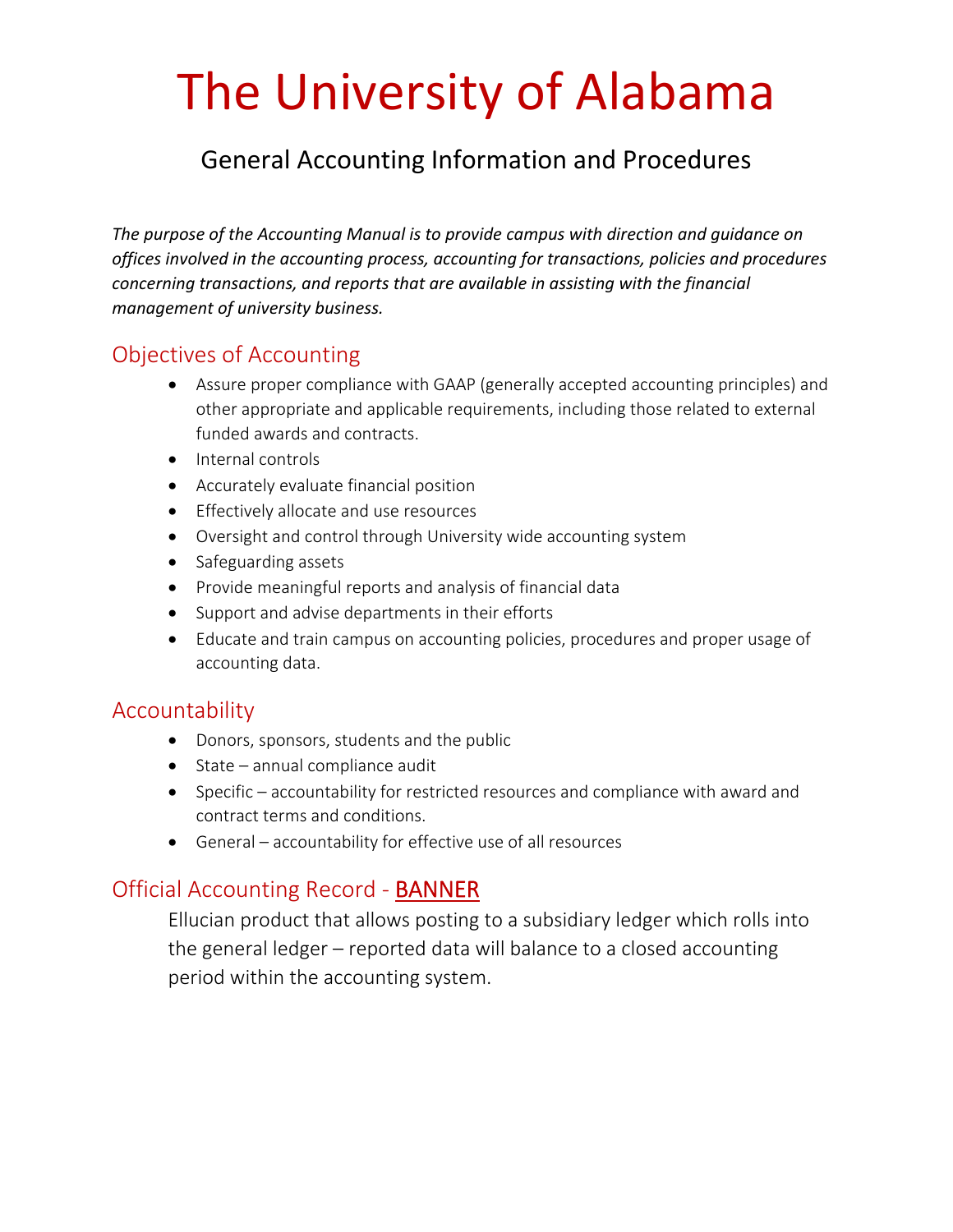# The University of Alabama

## General Accounting Information and Procedures

*The purpose of the Accounting Manual is to provide campus with direction and guidance on offices involved in the accounting process, accounting for transactions, policies and procedures concerning transactions, and reports that are available in assisting with the financial management of university business.*

## Objectives of Accounting

- Assure proper compliance with GAAP (generally accepted accounting principles) and other appropriate and applicable requirements, including those related to external funded awards and contracts.
- Internal controls
- Accurately evaluate financial position
- Effectively allocate and use resources
- Oversight and control through University wide accounting system
- Safeguarding assets
- Provide meaningful reports and analysis of financial data
- Support and advise departments in their efforts
- Educate and train campus on accounting policies, procedures and proper usage of accounting data.

## Accountability

- Donors, sponsors, students and the public
- State – annual compliance audit
- Specific – accountability for restricted resources and compliance with award and contract terms and conditions.
- General – accountability for effective use of all resources

## Official Accounting Record - BANNER

Ellucian product that allows posting to a subsidiary ledger which rolls into the general ledger – reported data will balance to a closed accounting period within the accounting system.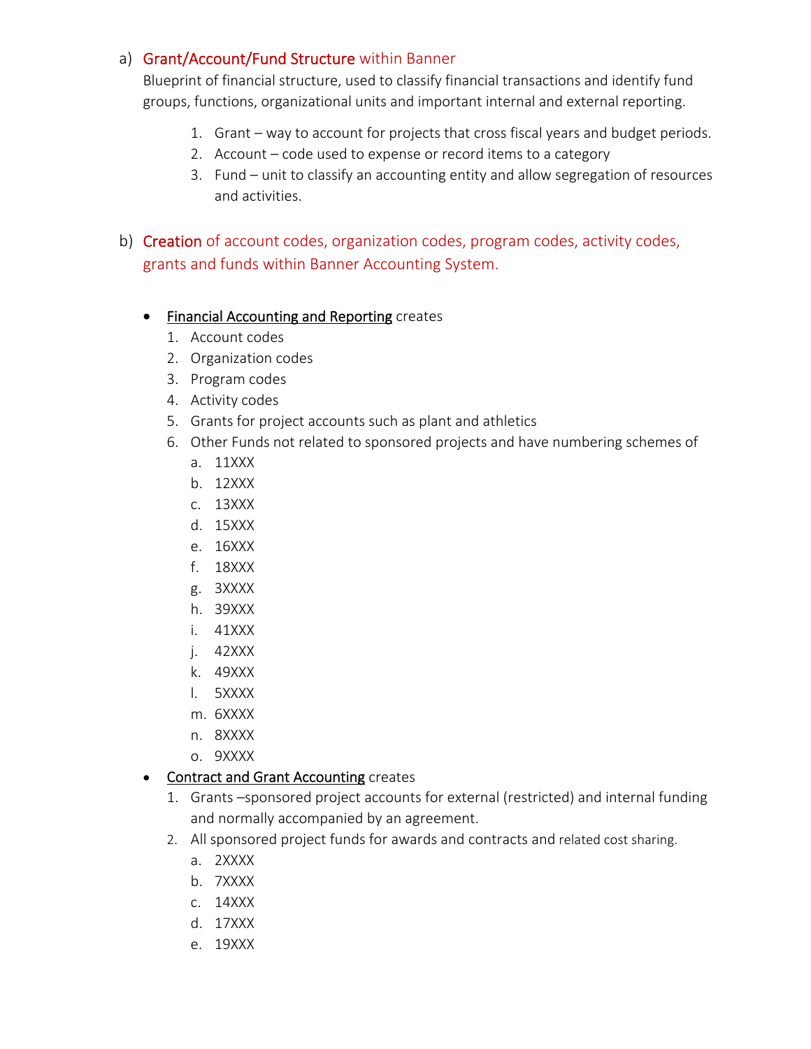a) **Grant/Account/Fund Structure** within Banner

Blueprint of financial structure, used to classify financial transactions and identify fund groups, functions, organizational units and important internal and external reporting.

1. Grant – way to account for projects that cross fiscal years and budget periods.
2. Account – code used to expense or record items to a category
3. Fund – unit to classify an accounting entity and allow segregation of resources and activities.

b) **Creation** of account codes, organization codes, program codes, activity codes, grants and funds within Banner Accounting System.

- Financial Accounting and Reporting creates
  1. Account codes
  2. Organization codes
  3. Program codes
  4. Activity codes
  5. Grants for project accounts such as plant and athletics
  6. Other Funds not related to sponsored projects and have numbering schemes of
     a. 11XXX
     b. 12XXX
     c. 13XXX
     d. 15XXX
     e. 16XXX
     f. 18XXX
     g. 3XXXX
     h. 39XXX
     i. 41XXX
     j. 42XXX
     k. 49XXX
     l. 5XXXX
     m. 6XXXX
     n. 8XXXX
     o. 9XXXX
- Contract and Grant Accounting creates
  1. Grants –sponsored project accounts for external (restricted) and internal funding and normally accompanied by an agreement.
  2. All sponsored project funds for awards and contracts and related cost sharing.
     a. 2XXXX
     b. 7XXXX
     c. 14XXX
     d. 17XXX
     e. 19XXX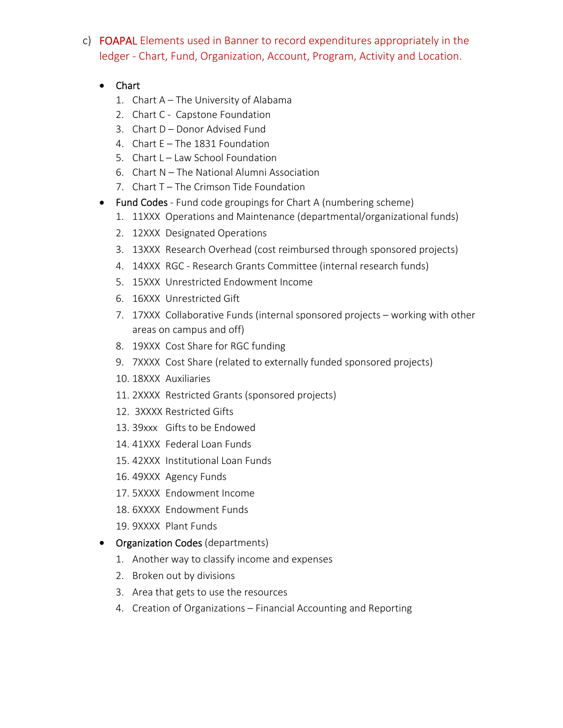c) FOAPAL Elements used in Banner to record expenditures appropriately in the ledger - Chart, Fund, Organization, Account, Program, Activity and Location.

- Chart
    1. Chart A – The University of Alabama
    2. Chart C - Capstone Foundation
    3. Chart D – Donor Advised Fund
    4. Chart E – The 1831 Foundation
    5. Chart L – Law School Foundation
    6. Chart N – The National Alumni Association
    7. Chart T – The Crimson Tide Foundation
- Fund Codes - Fund code groupings for Chart A (numbering scheme)
    1. 11XXX Operations and Maintenance (departmental/organizational funds)
    2. 12XXX Designated Operations
    3. 13XXX Research Overhead (cost reimbursed through sponsored projects)
    4. 14XXX RGC - Research Grants Committee (internal research funds)
    5. 15XXX Unrestricted Endowment Income
    6. 16XXX Unrestricted Gift
    7. 17XXX Collaborative Funds (internal sponsored projects – working with other areas on campus and off)
    8. 19XXX Cost Share for RGC funding
    9. 7XXXX Cost Share (related to externally funded sponsored projects)
    10. 18XXX Auxiliaries
    11. 2XXXX Restricted Grants (sponsored projects)
    12. 3XXXX Restricted Gifts
    13. 39xxx Gifts to be Endowed
    14. 41XXX Federal Loan Funds
    15. 42XXX Institutional Loan Funds
    16. 49XXX Agency Funds
    17. 5XXXX Endowment Income
    18. 6XXXX Endowment Funds
    19. 9XXXX Plant Funds
- Organization Codes (departments)
    1. Another way to classify income and expenses
    2. Broken out by divisions
    3. Area that gets to use the resources
    4. Creation of Organizations – Financial Accounting and Reporting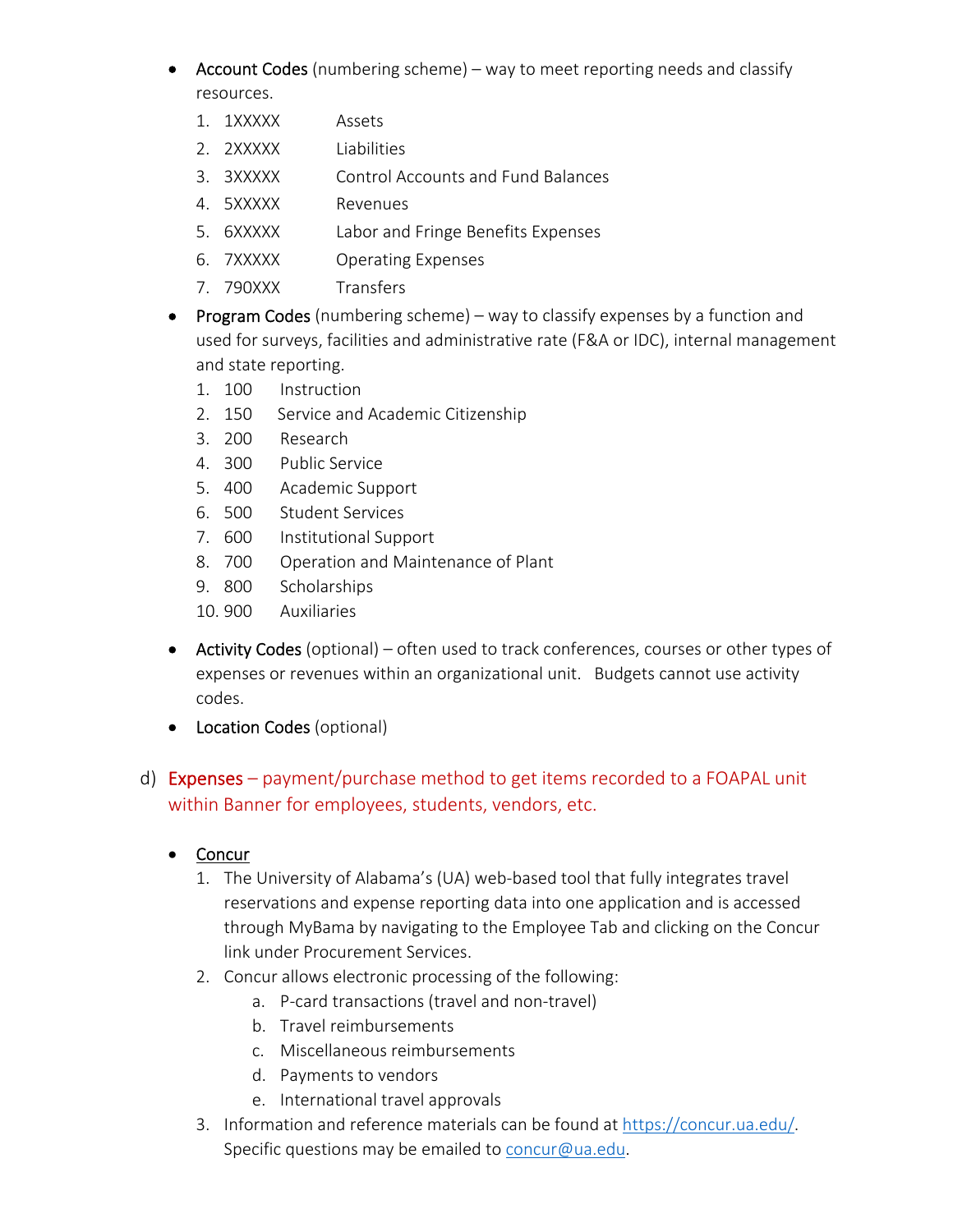- **Account Codes** (numbering scheme) – way to meet reporting needs and classify resources.
  1. 1XXXXX Assets
  2. 2XXXXX Liabilities
  3. 3XXXXX Control Accounts and Fund Balances
  4. 5XXXXX Revenues
  5. 6XXXXX Labor and Fringe Benefits Expenses
  6. 7XXXXX Operating Expenses
  7. 790XXX Transfers
- **Program Codes** (numbering scheme) – way to classify expenses by a function and used for surveys, facilities and administrative rate (F&A or IDC), internal management and state reporting.
  1. 100 Instruction
  2. 150 Service and Academic Citizenship
  3. 200 Research
  4. 300 Public Service
  5. 400 Academic Support
  6. 500 Student Services
  7. 600 Institutional Support
  8. 700 Operation and Maintenance of Plant
  9. 800 Scholarships
  10. 900 Auxiliaries
- **Activity Codes** (optional) – often used to track conferences, courses or other types of expenses or revenues within an organizational unit. Budgets cannot use activity codes.
- **Location Codes** (optional)

d) **Expenses** – payment/purchase method to get items recorded to a FOAPAL unit within Banner for employees, students, vendors, etc.

- <u>Concur</u>
  1. The University of Alabama's (UA) web-based tool that fully integrates travel reservations and expense reporting data into one application and is accessed through MyBama by navigating to the Employee Tab and clicking on the Concur link under Procurement Services.
  2. Concur allows electronic processing of the following:
     a. P-card transactions (travel and non-travel)
     b. Travel reimbursements
     c. Miscellaneous reimbursements
     d. Payments to vendors
     e. International travel approvals
  3. Information and reference materials can be found at https://concur.ua.edu/. Specific questions may be emailed to concur@ua.edu.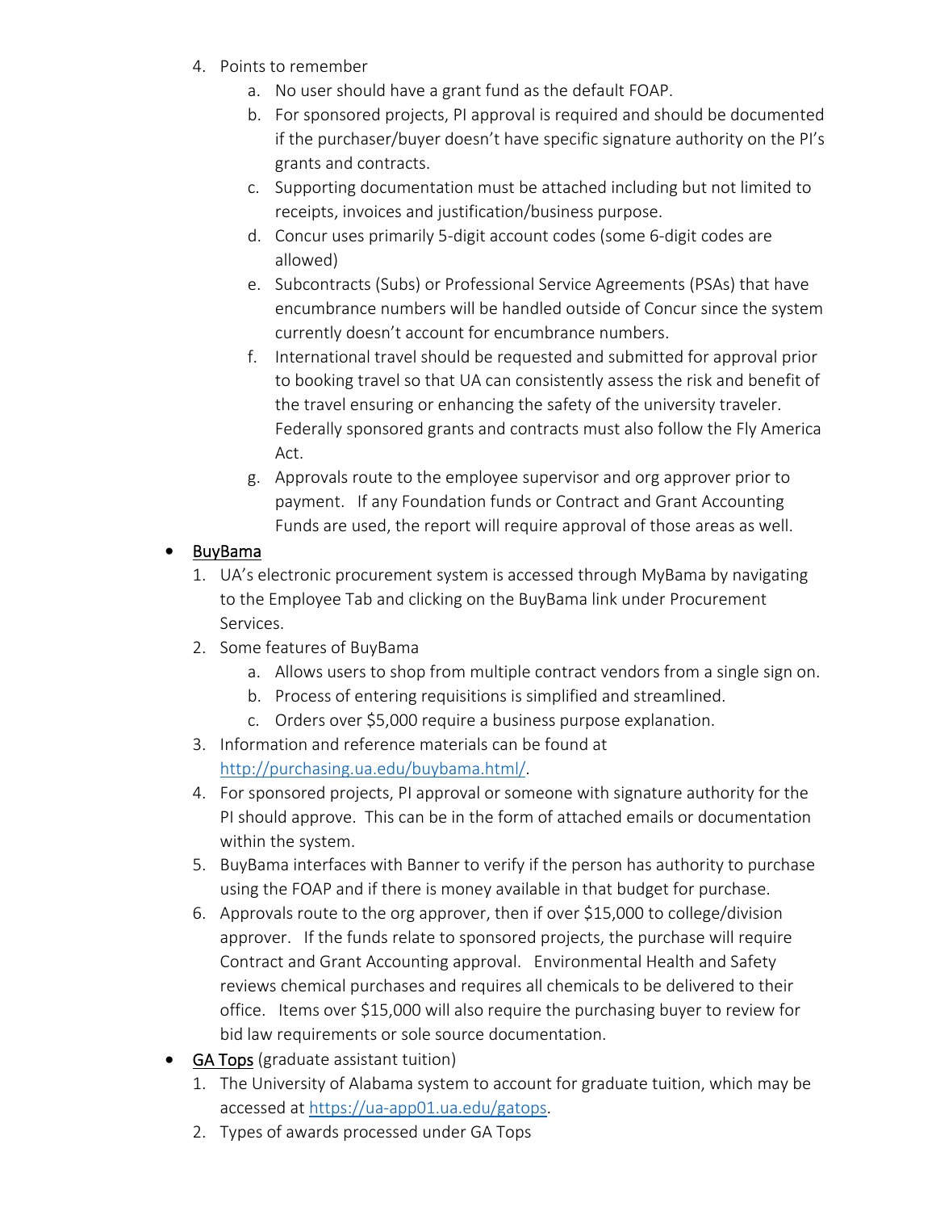4. Points to remember
    a. No user should have a grant fund as the default FOAP.
    b. For sponsored projects, PI approval is required and should be documented if the purchaser/buyer doesn't have specific signature authority on the PI's grants and contracts.
    c. Supporting documentation must be attached including but not limited to receipts, invoices and justification/business purpose.
    d. Concur uses primarily 5-digit account codes (some 6-digit codes are allowed)
    e. Subcontracts (Subs) or Professional Service Agreements (PSAs) that have encumbrance numbers will be handled outside of Concur since the system currently doesn't account for encumbrance numbers.
    f. International travel should be requested and submitted for approval prior to booking travel so that UA can consistently assess the risk and benefit of the travel ensuring or enhancing the safety of the university traveler. Federally sponsored grants and contracts must also follow the Fly America Act.
    g. Approvals route to the employee supervisor and org approver prior to payment. If any Foundation funds or Contract and Grant Accounting Funds are used, the report will require approval of those areas as well.

- <u>BuyBama</u>
    1. UA's electronic procurement system is accessed through MyBama by navigating to the Employee Tab and clicking on the BuyBama link under Procurement Services.
    2. Some features of BuyBama
        a. Allows users to shop from multiple contract vendors from a single sign on.
        b. Process of entering requisitions is simplified and streamlined.
        c. Orders over $5,000 require a business purpose explanation.
    3. Information and reference materials can be found at [http://purchasing.ua.edu/buybama.html/](http://purchasing.ua.edu/buybama.html/).
    4. For sponsored projects, PI approval or someone with signature authority for the PI should approve. This can be in the form of attached emails or documentation within the system.
    5. BuyBama interfaces with Banner to verify if the person has authority to purchase using the FOAP and if there is money available in that budget for purchase.
    6. Approvals route to the org approver, then if over $15,000 to college/division approver. If the funds relate to sponsored projects, the purchase will require Contract and Grant Accounting approval. Environmental Health and Safety reviews chemical purchases and requires all chemicals to be delivered to their office. Items over $15,000 will also require the purchasing buyer to review for bid law requirements or sole source documentation.
- <u>GA Tops</u> (graduate assistant tuition)
    1. The University of Alabama system to account for graduate tuition, which may be accessed at [https://ua-app01.ua.edu/gatops](https://ua-app01.ua.edu/gatops).
    2. Types of awards processed under GA Tops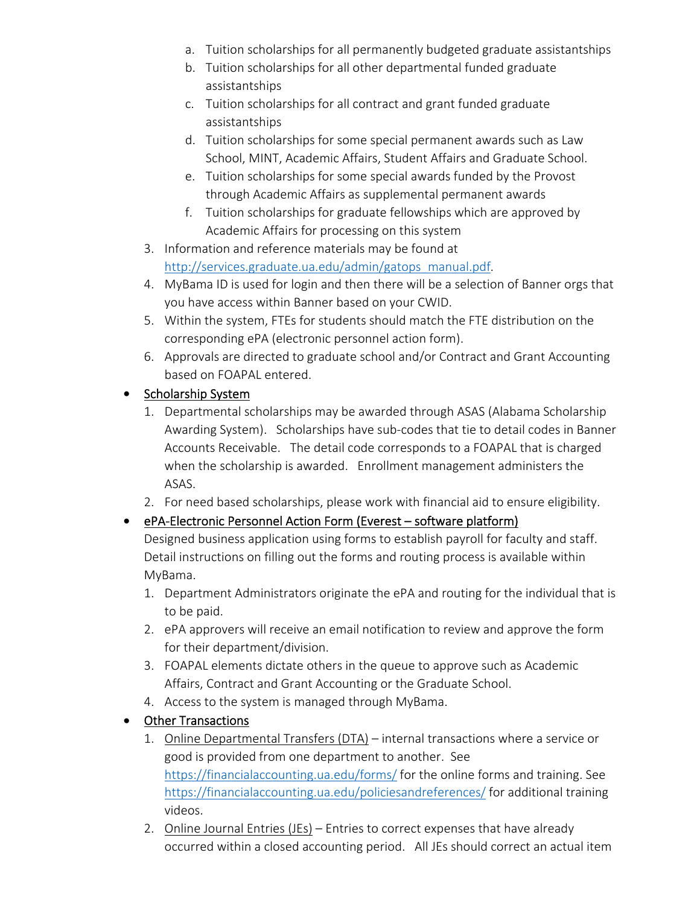a. Tuition scholarships for all permanently budgeted graduate assistantships
   b. Tuition scholarships for all other departmental funded graduate assistantships
   c. Tuition scholarships for all contract and grant funded graduate assistantships
   d. Tuition scholarships for some special permanent awards such as Law School, MINT, Academic Affairs, Student Affairs and Graduate School.
   e. Tuition scholarships for some special awards funded by the Provost through Academic Affairs as supplemental permanent awards
   f. Tuition scholarships for graduate fellowships which are approved by Academic Affairs for processing on this system
3. Information and reference materials may be found at http://services.graduate.ua.edu/admin/gatops_manual.pdf.
4. MyBama ID is used for login and then there will be a selection of Banner orgs that you have access within Banner based on your CWID.
5. Within the system, FTEs for students should match the FTE distribution on the corresponding ePA (electronic personnel action form).
6. Approvals are directed to graduate school and/or Contract and Grant Accounting based on FOAPAL entered.

- <u>Scholarship System</u>
  1. Departmental scholarships may be awarded through ASAS (Alabama Scholarship Awarding System). Scholarships have sub-codes that tie to detail codes in Banner Accounts Receivable. The detail code corresponds to a FOAPAL that is charged when the scholarship is awarded. Enrollment management administers the ASAS.
  2. For need based scholarships, please work with financial aid to ensure eligibility.
- <u>ePA-Electronic Personnel Action Form (Everest – software platform)</u>
  Designed business application using forms to establish payroll for faculty and staff. Detail instructions on filling out the forms and routing process is available within MyBama.
  1. Department Administrators originate the ePA and routing for the individual that is to be paid.
  2. ePA approvers will receive an email notification to review and approve the form for their department/division.
  3. FOAPAL elements dictate others in the queue to approve such as Academic Affairs, Contract and Grant Accounting or the Graduate School.
  4. Access to the system is managed through MyBama.
- <u>Other Transactions</u>
  1. <u>Online Departmental Transfers (DTA)</u> – internal transactions where a service or good is provided from one department to another. See https://financialaccounting.ua.edu/forms/ for the online forms and training. See https://financialaccounting.ua.edu/policiesandreferences/ for additional training videos.
  2. <u>Online Journal Entries (JEs)</u> – Entries to correct expenses that have already occurred within a closed accounting period. All JEs should correct an actual item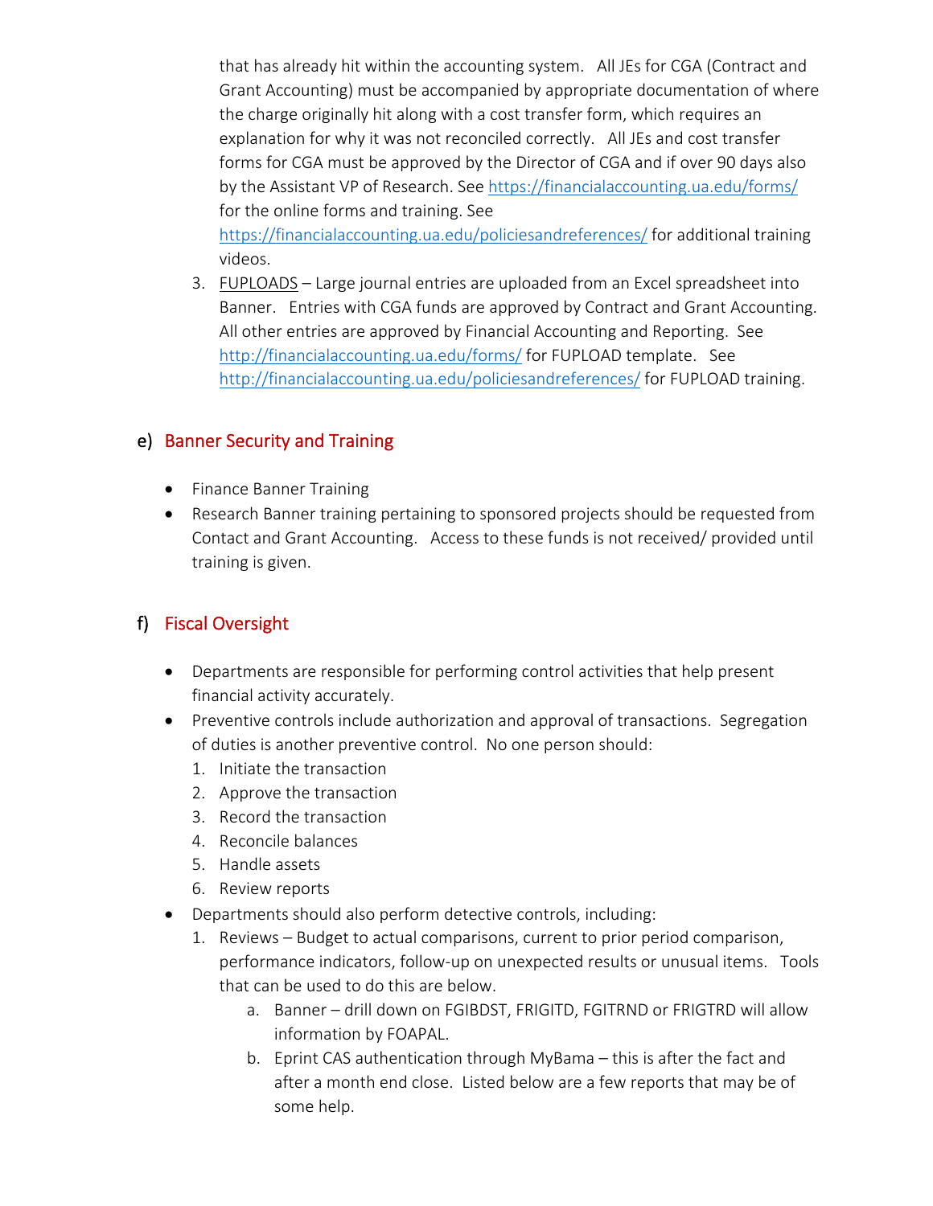that has already hit within the accounting system. All JEs for CGA (Contract and Grant Accounting) must be accompanied by appropriate documentation of where the charge originally hit along with a cost transfer form, which requires an explanation for why it was not reconciled correctly. All JEs and cost transfer forms for CGA must be approved by the Director of CGA and if over 90 days also by the Assistant VP of Research. See https://financialaccounting.ua.edu/forms/ for the online forms and training. See https://financialaccounting.ua.edu/policiesandreferences/ for additional training videos.

3. FUPLOADS – Large journal entries are uploaded from an Excel spreadsheet into Banner. Entries with CGA funds are approved by Contract and Grant Accounting. All other entries are approved by Financial Accounting and Reporting. See http://financialaccounting.ua.edu/forms/ for FUPLOAD template. See http://financialaccounting.ua.edu/policiesandreferences/ for FUPLOAD training.

## e) Banner Security and Training

- Finance Banner Training
- Research Banner training pertaining to sponsored projects should be requested from Contact and Grant Accounting. Access to these funds is not received/ provided until training is given.

## f) Fiscal Oversight

- Departments are responsible for performing control activities that help present financial activity accurately.
- Preventive controls include authorization and approval of transactions. Segregation of duties is another preventive control. No one person should:
  1. Initiate the transaction
  2. Approve the transaction
  3. Record the transaction
  4. Reconcile balances
  5. Handle assets
  6. Review reports
- Departments should also perform detective controls, including:
  1. Reviews – Budget to actual comparisons, current to prior period comparison, performance indicators, follow-up on unexpected results or unusual items. Tools that can be used to do this are below.
     a. Banner – drill down on FGIBDST, FRIGITD, FGITRND or FRIGTRD will allow information by FOAPAL.
     b. Eprint CAS authentication through MyBama – this is after the fact and after a month end close. Listed below are a few reports that may be of some help.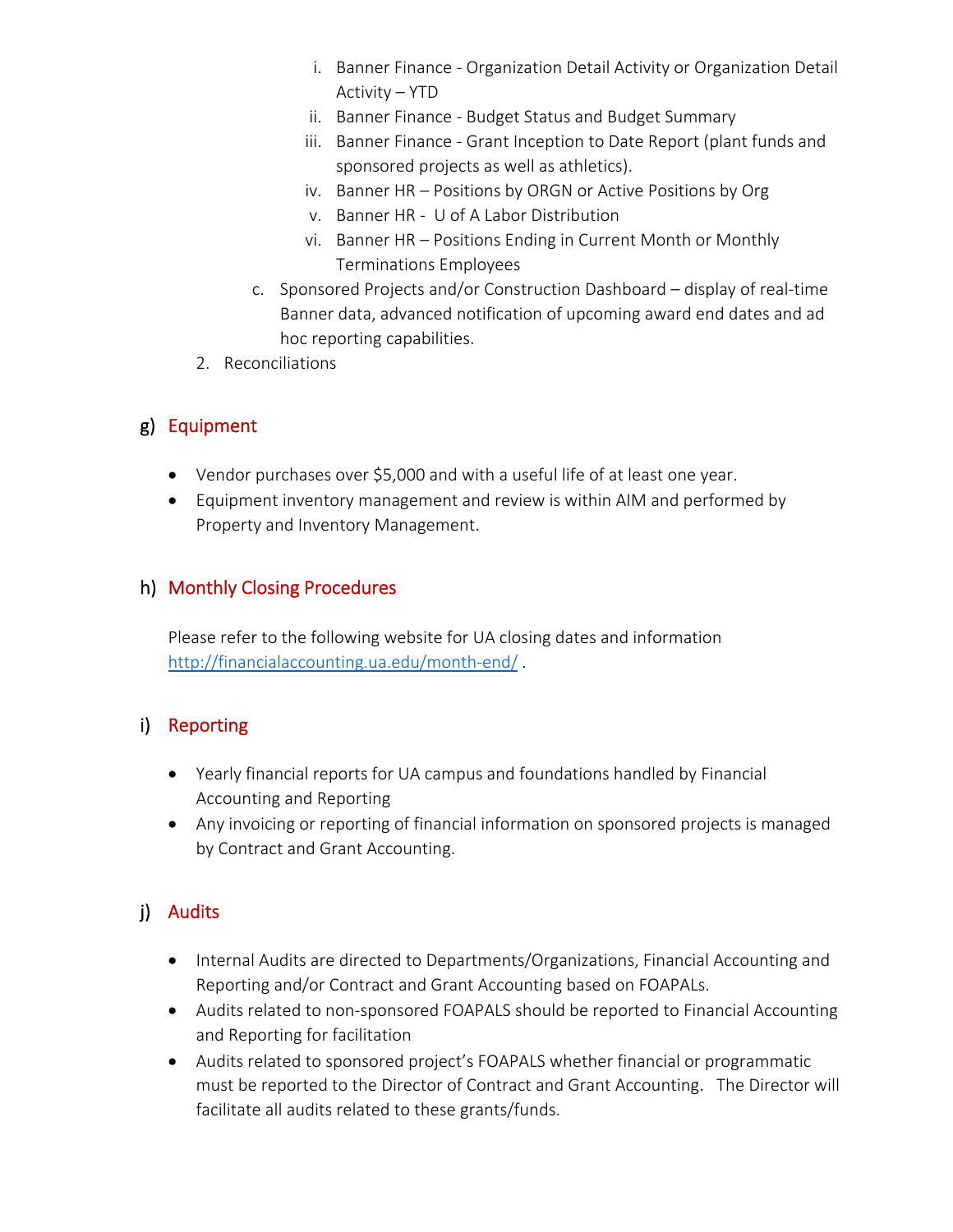i. Banner Finance - Organization Detail Activity or Organization Detail Activity – YTD
   ii. Banner Finance - Budget Status and Budget Summary
   iii. Banner Finance - Grant Inception to Date Report (plant funds and sponsored projects as well as athletics).
   iv. Banner HR – Positions by ORGN or Active Positions by Org
   v. Banner HR - U of A Labor Distribution
   vi. Banner HR – Positions Ending in Current Month or Monthly Terminations Employees

  c. Sponsored Projects and/or Construction Dashboard – display of real-time Banner data, advanced notification of upcoming award end dates and ad hoc reporting capabilities.

2. Reconciliations

## g) Equipment

- Vendor purchases over $5,000 and with a useful life of at least one year.
- Equipment inventory management and review is within AIM and performed by Property and Inventory Management.

## h) Monthly Closing Procedures

Please refer to the following website for UA closing dates and information http://financialaccounting.ua.edu/month-end/ .

## i) Reporting

- Yearly financial reports for UA campus and foundations handled by Financial Accounting and Reporting
- Any invoicing or reporting of financial information on sponsored projects is managed by Contract and Grant Accounting.

## j) Audits

- Internal Audits are directed to Departments/Organizations, Financial Accounting and Reporting and/or Contract and Grant Accounting based on FOAPALs.
- Audits related to non-sponsored FOAPALS should be reported to Financial Accounting and Reporting for facilitation
- Audits related to sponsored project's FOAPALS whether financial or programmatic must be reported to the Director of Contract and Grant Accounting. The Director will facilitate all audits related to these grants/funds.